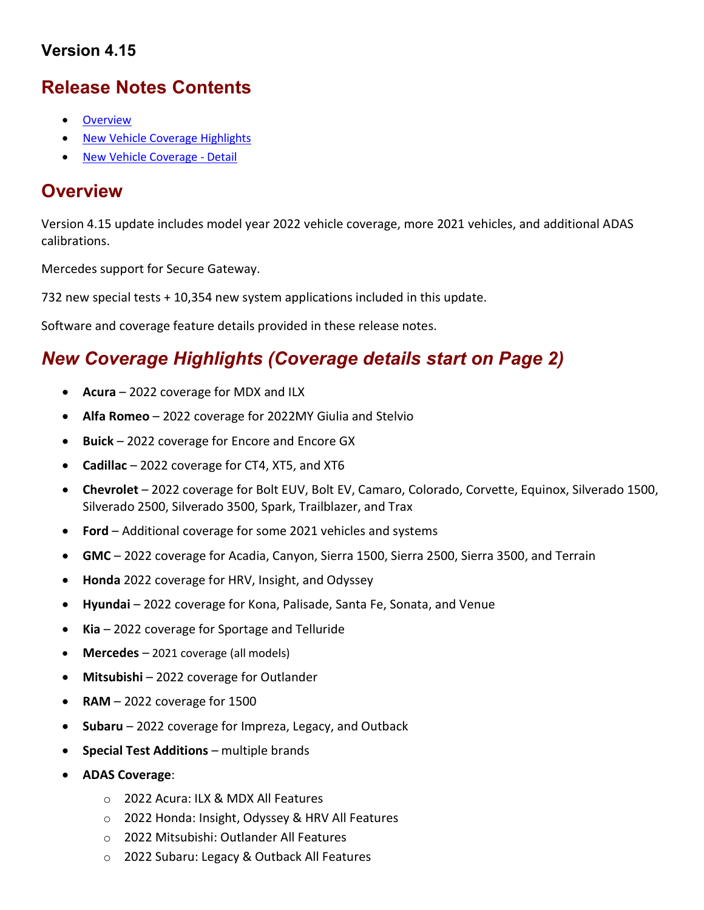### Version 4.15

## Release Notes Contents

- Overview
- New Vehicle Coverage Highlights
- New Vehicle Coverage - Detail

## Overview

Version 4.15 update includes model year 2022 vehicle coverage, more 2021 vehicles, and additional ADAS calibrations.

Mercedes support for Secure Gateway.

732 new special tests + 10,354 new system applications included in this update.

Software and coverage feature details provided in these release notes.

## *New Coverage Highlights (Coverage details start on Page 2)*

- **Acura** – 2022 coverage for MDX and ILX
- **Alfa Romeo** – 2022 coverage for 2022MY Giulia and Stelvio
- **Buick** – 2022 coverage for Encore and Encore GX
- **Cadillac** – 2022 coverage for CT4, XT5, and XT6
- **Chevrolet** – 2022 coverage for Bolt EUV, Bolt EV, Camaro, Colorado, Corvette, Equinox, Silverado 1500, Silverado 2500, Silverado 3500, Spark, Trailblazer, and Trax
- **Ford** – Additional coverage for some 2021 vehicles and systems
- **GMC** – 2022 coverage for Acadia, Canyon, Sierra 1500, Sierra 2500, Sierra 3500, and Terrain
- **Honda** 2022 coverage for HRV, Insight, and Odyssey
- **Hyundai** – 2022 coverage for Kona, Palisade, Santa Fe, Sonata, and Venue
- **Kia** – 2022 coverage for Sportage and Telluride
- **Mercedes** – 2021 coverage (all models)
- **Mitsubishi** – 2022 coverage for Outlander
- **RAM** – 2022 coverage for 1500
- **Subaru** – 2022 coverage for Impreza, Legacy, and Outback
- **Special Test Additions** – multiple brands
- **ADAS Coverage**:
  - 2022 Acura: ILX & MDX All Features
  - 2022 Honda: Insight, Odyssey & HRV All Features
  - 2022 Mitsubishi: Outlander All Features
  - 2022 Subaru: Legacy & Outback All Features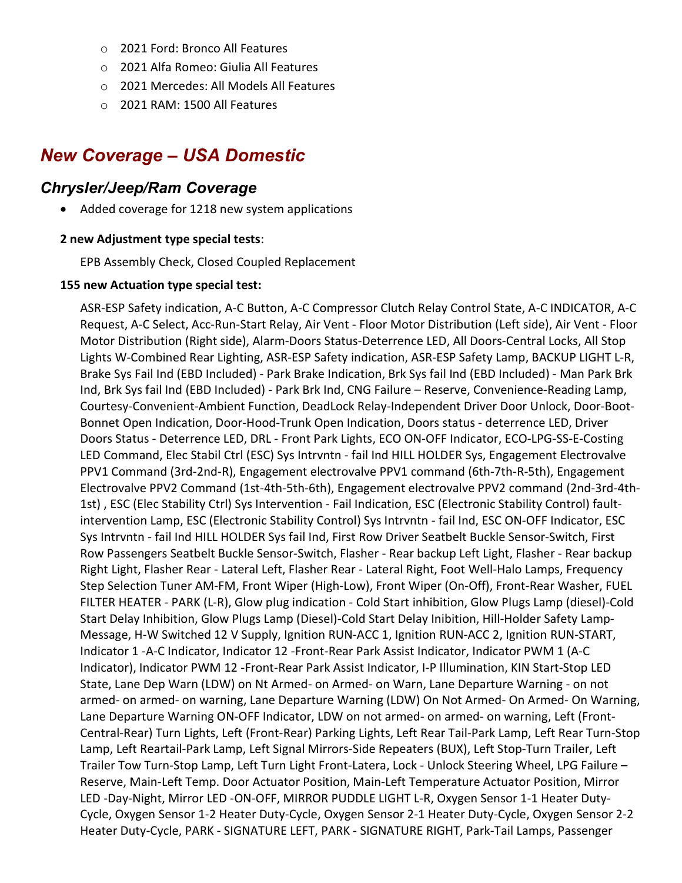- 2021 Ford: Bronco All Features
- 2021 Alfa Romeo: Giulia All Features
- 2021 Mercedes: All Models All Features
- 2021 RAM: 1500 All Features

## *New Coverage – USA Domestic*

### *Chrysler/Jeep/Ram Coverage*

- Added coverage for 1218 new system applications

**2 new Adjustment type special tests**:

EPB Assembly Check, Closed Coupled Replacement

**155 new Actuation type special test:**

ASR-ESP Safety indication, A-C Button, A-C Compressor Clutch Relay Control State, A-C INDICATOR, A-C Request, A-C Select, Acc-Run-Start Relay, Air Vent - Floor Motor Distribution (Left side), Air Vent - Floor Motor Distribution (Right side), Alarm-Doors Status-Deterrence LED, All Doors-Central Locks, All Stop Lights W-Combined Rear Lighting, ASR-ESP Safety indication, ASR-ESP Safety Lamp, BACKUP LIGHT L-R, Brake Sys Fail Ind (EBD Included) - Park Brake Indication, Brk Sys fail Ind (EBD Included) - Man Park Brk Ind, Brk Sys fail Ind (EBD Included) - Park Brk Ind, CNG Failure – Reserve, Convenience-Reading Lamp, Courtesy-Convenient-Ambient Function, DeadLock Relay-Independent Driver Door Unlock, Door-Boot-Bonnet Open Indication, Door-Hood-Trunk Open Indication, Doors status - deterrence LED, Driver Doors Status - Deterrence LED, DRL - Front Park Lights, ECO ON-OFF Indicator, ECO-LPG-SS-E-Costing LED Command, Elec Stabil Ctrl (ESC) Sys Intrvntn - fail Ind HILL HOLDER Sys, Engagement Electrovalve PPV1 Command (3rd-2nd-R), Engagement electrovalve PPV1 command (6th-7th-R-5th), Engagement Electrovalve PPV2 Command (1st-4th-5th-6th), Engagement electrovalve PPV2 command (2nd-3rd-4th-1st) , ESC (Elec Stability Ctrl) Sys Intervention - Fail Indication, ESC (Electronic Stability Control) fault-intervention Lamp, ESC (Electronic Stability Control) Sys Intrvntn - fail Ind, ESC ON-OFF Indicator, ESC Sys Intrvntn - fail Ind HILL HOLDER Sys fail Ind, First Row Driver Seatbelt Buckle Sensor-Switch, First Row Passengers Seatbelt Buckle Sensor-Switch, Flasher - Rear backup Left Light, Flasher - Rear backup Right Light, Flasher Rear - Lateral Left, Flasher Rear - Lateral Right, Foot Well-Halo Lamps, Frequency Step Selection Tuner AM-FM, Front Wiper (High-Low), Front Wiper (On-Off), Front-Rear Washer, FUEL FILTER HEATER - PARK (L-R), Glow plug indication - Cold Start inhibition, Glow Plugs Lamp (diesel)-Cold Start Delay Inhibition, Glow Plugs Lamp (Diesel)-Cold Start Delay Inibition, Hill-Holder Safety Lamp-Message, H-W Switched 12 V Supply, Ignition RUN-ACC 1, Ignition RUN-ACC 2, Ignition RUN-START, Indicator 1 -A-C Indicator, Indicator 12 -Front-Rear Park Assist Indicator, Indicator PWM 1 (A-C Indicator), Indicator PWM 12 -Front-Rear Park Assist Indicator, I-P Illumination, KIN Start-Stop LED State, Lane Dep Warn (LDW) on Nt Armed- on Armed- on Warn, Lane Departure Warning - on not armed- on armed- on warning, Lane Departure Warning (LDW) On Not Armed- On Armed- On Warning, Lane Departure Warning ON-OFF Indicator, LDW on not armed- on armed- on warning, Left (Front-Central-Rear) Turn Lights, Left (Front-Rear) Parking Lights, Left Rear Tail-Park Lamp, Left Rear Turn-Stop Lamp, Left Reartail-Park Lamp, Left Signal Mirrors-Side Repeaters (BUX), Left Stop-Turn Trailer, Left Trailer Tow Turn-Stop Lamp, Left Turn Light Front-Latera, Lock - Unlock Steering Wheel, LPG Failure – Reserve, Main-Left Temp. Door Actuator Position, Main-Left Temperature Actuator Position, Mirror LED -Day-Night, Mirror LED -ON-OFF, MIRROR PUDDLE LIGHT L-R, Oxygen Sensor 1-1 Heater Duty-Cycle, Oxygen Sensor 1-2 Heater Duty-Cycle, Oxygen Sensor 2-1 Heater Duty-Cycle, Oxygen Sensor 2-2 Heater Duty-Cycle, PARK - SIGNATURE LEFT, PARK - SIGNATURE RIGHT, Park-Tail Lamps, Passenger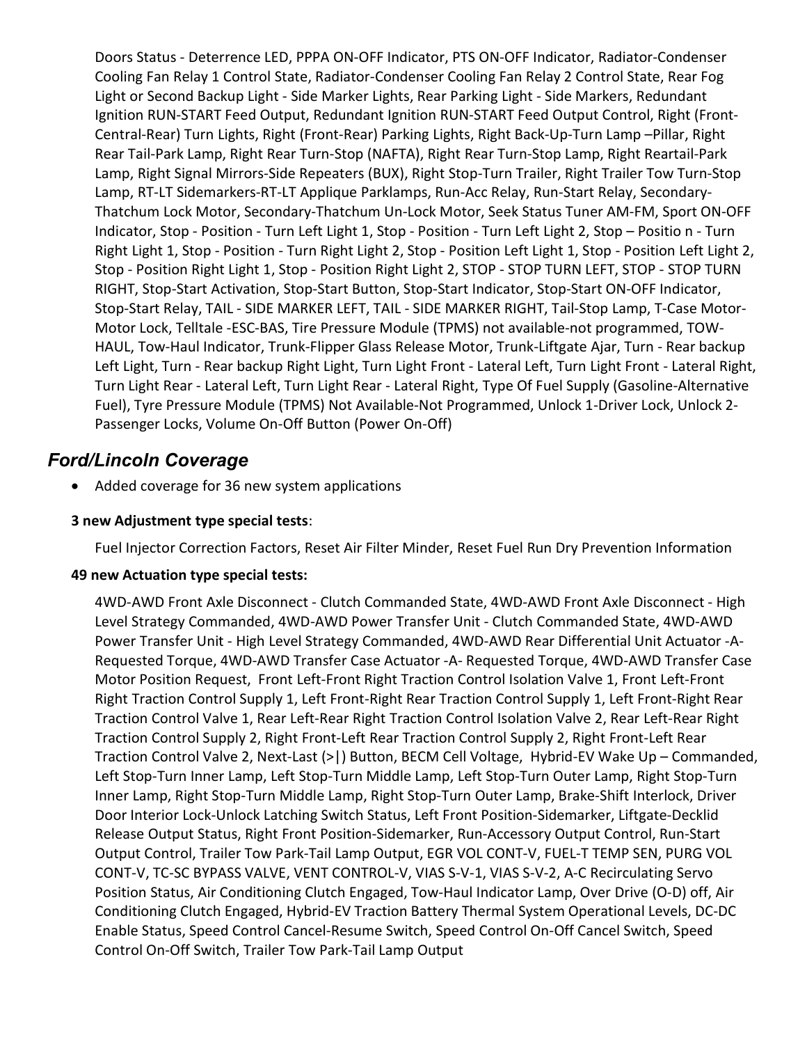Doors Status - Deterrence LED, PPPA ON-OFF Indicator, PTS ON-OFF Indicator, Radiator-Condenser Cooling Fan Relay 1 Control State, Radiator-Condenser Cooling Fan Relay 2 Control State, Rear Fog Light or Second Backup Light - Side Marker Lights, Rear Parking Light - Side Markers, Redundant Ignition RUN-START Feed Output, Redundant Ignition RUN-START Feed Output Control, Right (Front-Central-Rear) Turn Lights, Right (Front-Rear) Parking Lights, Right Back-Up-Turn Lamp –Pillar, Right Rear Tail-Park Lamp, Right Rear Turn-Stop (NAFTA), Right Rear Turn-Stop Lamp, Right Reartail-Park Lamp, Right Signal Mirrors-Side Repeaters (BUX), Right Stop-Turn Trailer, Right Trailer Tow Turn-Stop Lamp, RT-LT Sidemarkers-RT-LT Applique Parklamps, Run-Acc Relay, Run-Start Relay, Secondary-Thatchum Lock Motor, Secondary-Thatchum Un-Lock Motor, Seek Status Tuner AM-FM, Sport ON-OFF Indicator, Stop - Position - Turn Left Light 1, Stop - Position - Turn Left Light 2, Stop – Positio n - Turn Right Light 1, Stop - Position - Turn Right Light 2, Stop - Position Left Light 1, Stop - Position Left Light 2, Stop - Position Right Light 1, Stop - Position Right Light 2, STOP - STOP TURN LEFT, STOP - STOP TURN RIGHT, Stop-Start Activation, Stop-Start Button, Stop-Start Indicator, Stop-Start ON-OFF Indicator, Stop-Start Relay, TAIL - SIDE MARKER LEFT, TAIL - SIDE MARKER RIGHT, Tail-Stop Lamp, T-Case Motor-Motor Lock, Telltale -ESC-BAS, Tire Pressure Module (TPMS) not available-not programmed, TOW-HAUL, Tow-Haul Indicator, Trunk-Flipper Glass Release Motor, Trunk-Liftgate Ajar, Turn - Rear backup Left Light, Turn - Rear backup Right Light, Turn Light Front - Lateral Left, Turn Light Front - Lateral Right, Turn Light Rear - Lateral Left, Turn Light Rear - Lateral Right, Type Of Fuel Supply (Gasoline-Alternative Fuel), Tyre Pressure Module (TPMS) Not Available-Not Programmed, Unlock 1-Driver Lock, Unlock 2-Passenger Locks, Volume On-Off Button (Power On-Off)

## *Ford/Lincoln Coverage*

- Added coverage for 36 new system applications

**3 new Adjustment type special tests**:

Fuel Injector Correction Factors, Reset Air Filter Minder, Reset Fuel Run Dry Prevention Information

**49 new Actuation type special tests:**

4WD-AWD Front Axle Disconnect - Clutch Commanded State, 4WD-AWD Front Axle Disconnect - High Level Strategy Commanded, 4WD-AWD Power Transfer Unit - Clutch Commanded State, 4WD-AWD Power Transfer Unit - High Level Strategy Commanded, 4WD-AWD Rear Differential Unit Actuator -A- Requested Torque, 4WD-AWD Transfer Case Actuator -A- Requested Torque, 4WD-AWD Transfer Case Motor Position Request, Front Left-Front Right Traction Control Isolation Valve 1, Front Left-Front Right Traction Control Supply 1, Left Front-Right Rear Traction Control Supply 1, Left Front-Right Rear Traction Control Valve 1, Rear Left-Rear Right Traction Control Isolation Valve 2, Rear Left-Rear Right Traction Control Supply 2, Right Front-Left Rear Traction Control Supply 2, Right Front-Left Rear Traction Control Valve 2, Next-Last (>|) Button, BECM Cell Voltage, Hybrid-EV Wake Up – Commanded, Left Stop-Turn Inner Lamp, Left Stop-Turn Middle Lamp, Left Stop-Turn Outer Lamp, Right Stop-Turn Inner Lamp, Right Stop-Turn Middle Lamp, Right Stop-Turn Outer Lamp, Brake-Shift Interlock, Driver Door Interior Lock-Unlock Latching Switch Status, Left Front Position-Sidemarker, Liftgate-Decklid Release Output Status, Right Front Position-Sidemarker, Run-Accessory Output Control, Run-Start Output Control, Trailer Tow Park-Tail Lamp Output, EGR VOL CONT-V, FUEL-T TEMP SEN, PURG VOL CONT-V, TC-SC BYPASS VALVE, VENT CONTROL-V, VIAS S-V-1, VIAS S-V-2, A-C Recirculating Servo Position Status, Air Conditioning Clutch Engaged, Tow-Haul Indicator Lamp, Over Drive (O-D) off, Air Conditioning Clutch Engaged, Hybrid-EV Traction Battery Thermal System Operational Levels, DC-DC Enable Status, Speed Control Cancel-Resume Switch, Speed Control On-Off Cancel Switch, Speed Control On-Off Switch, Trailer Tow Park-Tail Lamp Output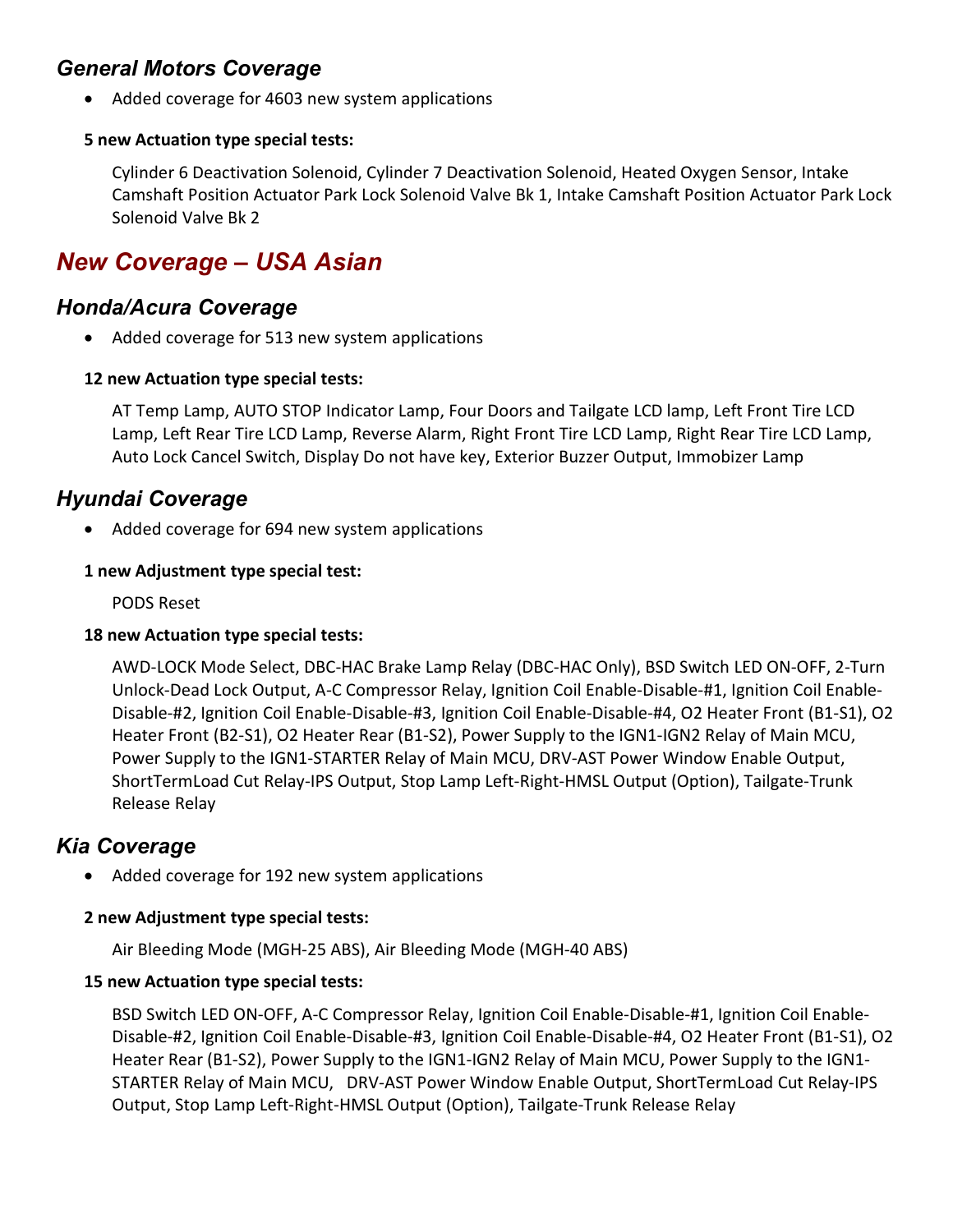### General Motors Coverage

- Added coverage for 4603 new system applications

**5 new Actuation type special tests:**

Cylinder 6 Deactivation Solenoid, Cylinder 7 Deactivation Solenoid, Heated Oxygen Sensor, Intake Camshaft Position Actuator Park Lock Solenoid Valve Bk 1, Intake Camshaft Position Actuator Park Lock Solenoid Valve Bk 2

## New Coverage – USA Asian

### Honda/Acura Coverage

- Added coverage for 513 new system applications

**12 new Actuation type special tests:**

AT Temp Lamp, AUTO STOP Indicator Lamp, Four Doors and Tailgate LCD lamp, Left Front Tire LCD Lamp, Left Rear Tire LCD Lamp, Reverse Alarm, Right Front Tire LCD Lamp, Right Rear Tire LCD Lamp, Auto Lock Cancel Switch, Display Do not have key, Exterior Buzzer Output, Immobizer Lamp

### Hyundai Coverage

- Added coverage for 694 new system applications

**1 new Adjustment type special test:**

PODS Reset

**18 new Actuation type special tests:**

AWD-LOCK Mode Select, DBC-HAC Brake Lamp Relay (DBC-HAC Only), BSD Switch LED ON-OFF, 2-Turn Unlock-Dead Lock Output, A-C Compressor Relay, Ignition Coil Enable-Disable-#1, Ignition Coil Enable-Disable-#2, Ignition Coil Enable-Disable-#3, Ignition Coil Enable-Disable-#4, O2 Heater Front (B1-S1), O2 Heater Front (B2-S1), O2 Heater Rear (B1-S2), Power Supply to the IGN1-IGN2 Relay of Main MCU, Power Supply to the IGN1-STARTER Relay of Main MCU, DRV-AST Power Window Enable Output, ShortTermLoad Cut Relay-IPS Output, Stop Lamp Left-Right-HMSL Output (Option), Tailgate-Trunk Release Relay

### Kia Coverage

- Added coverage for 192 new system applications

**2 new Adjustment type special tests:**

Air Bleeding Mode (MGH-25 ABS), Air Bleeding Mode (MGH-40 ABS)

**15 new Actuation type special tests:**

BSD Switch LED ON-OFF, A-C Compressor Relay, Ignition Coil Enable-Disable-#1, Ignition Coil Enable-Disable-#2, Ignition Coil Enable-Disable-#3, Ignition Coil Enable-Disable-#4, O2 Heater Front (B1-S1), O2 Heater Rear (B1-S2), Power Supply to the IGN1-IGN2 Relay of Main MCU, Power Supply to the IGN1-STARTER Relay of Main MCU, DRV-AST Power Window Enable Output, ShortTermLoad Cut Relay-IPS Output, Stop Lamp Left-Right-HMSL Output (Option), Tailgate-Trunk Release Relay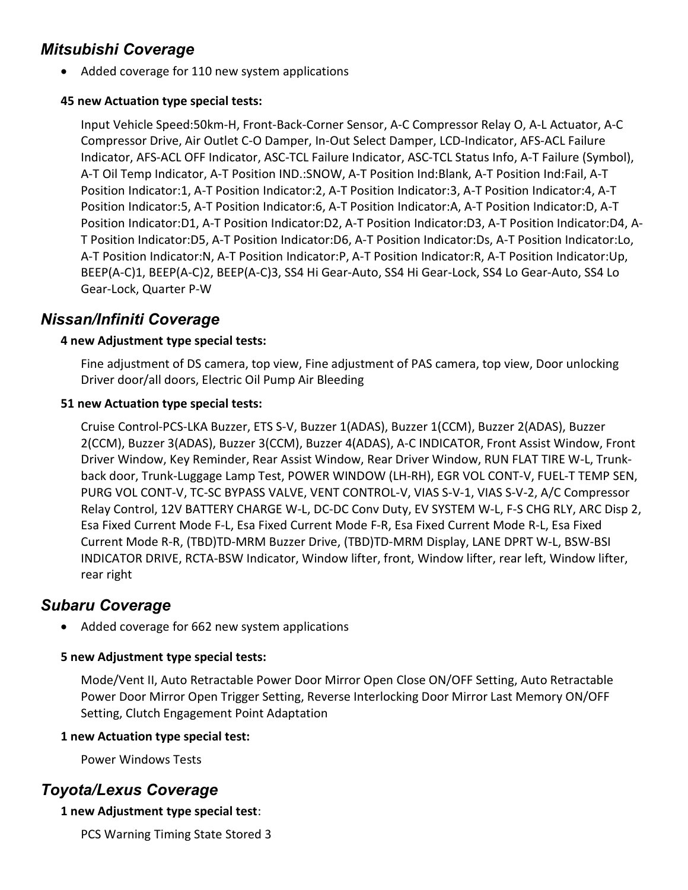## *Mitsubishi Coverage*

- Added coverage for 110 new system applications

**45 new Actuation type special tests:**

Input Vehicle Speed:50km-H, Front-Back-Corner Sensor, A-C Compressor Relay O, A-L Actuator, A-C Compressor Drive, Air Outlet C-O Damper, In-Out Select Damper, LCD-Indicator, AFS-ACL Failure Indicator, AFS-ACL OFF Indicator, ASC-TCL Failure Indicator, ASC-TCL Status Info, A-T Failure (Symbol), A-T Oil Temp Indicator, A-T Position IND.:SNOW, A-T Position Ind:Blank, A-T Position Ind:Fail, A-T Position Indicator:1, A-T Position Indicator:2, A-T Position Indicator:3, A-T Position Indicator:4, A-T Position Indicator:5, A-T Position Indicator:6, A-T Position Indicator:A, A-T Position Indicator:D, A-T Position Indicator:D1, A-T Position Indicator:D2, A-T Position Indicator:D3, A-T Position Indicator:D4, A-T Position Indicator:D5, A-T Position Indicator:D6, A-T Position Indicator:Ds, A-T Position Indicator:Lo, A-T Position Indicator:N, A-T Position Indicator:P, A-T Position Indicator:R, A-T Position Indicator:Up, BEEP(A-C)1, BEEP(A-C)2, BEEP(A-C)3, SS4 Hi Gear-Auto, SS4 Hi Gear-Lock, SS4 Lo Gear-Auto, SS4 Lo Gear-Lock, Quarter P-W

## *Nissan/Infiniti Coverage*

**4 new Adjustment type special tests:**

Fine adjustment of DS camera, top view, Fine adjustment of PAS camera, top view, Door unlocking Driver door/all doors, Electric Oil Pump Air Bleeding

**51 new Actuation type special tests:**

Cruise Control-PCS-LKA Buzzer, ETS S-V, Buzzer 1(ADAS), Buzzer 1(CCM), Buzzer 2(ADAS), Buzzer 2(CCM), Buzzer 3(ADAS), Buzzer 3(CCM), Buzzer 4(ADAS), A-C INDICATOR, Front Assist Window, Front Driver Window, Key Reminder, Rear Assist Window, Rear Driver Window, RUN FLAT TIRE W-L, Trunk-back door, Trunk-Luggage Lamp Test, POWER WINDOW (LH-RH), EGR VOL CONT-V, FUEL-T TEMP SEN, PURG VOL CONT-V, TC-SC BYPASS VALVE, VENT CONTROL-V, VIAS S-V-1, VIAS S-V-2, A/C Compressor Relay Control, 12V BATTERY CHARGE W-L, DC-DC Conv Duty, EV SYSTEM W-L, F-S CHG RLY, ARC Disp 2, Esa Fixed Current Mode F-L, Esa Fixed Current Mode F-R, Esa Fixed Current Mode R-L, Esa Fixed Current Mode R-R, (TBD)TD-MRM Buzzer Drive, (TBD)TD-MRM Display, LANE DPRT W-L, BSW-BSI INDICATOR DRIVE, RCTA-BSW Indicator, Window lifter, front, Window lifter, rear left, Window lifter, rear right

## *Subaru Coverage*

- Added coverage for 662 new system applications

**5 new Adjustment type special tests:**

Mode/Vent II, Auto Retractable Power Door Mirror Open Close ON/OFF Setting, Auto Retractable Power Door Mirror Open Trigger Setting, Reverse Interlocking Door Mirror Last Memory ON/OFF Setting, Clutch Engagement Point Adaptation

**1 new Actuation type special test:**

Power Windows Tests

## *Toyota/Lexus Coverage*

**1 new Adjustment type special test**:

PCS Warning Timing State Stored 3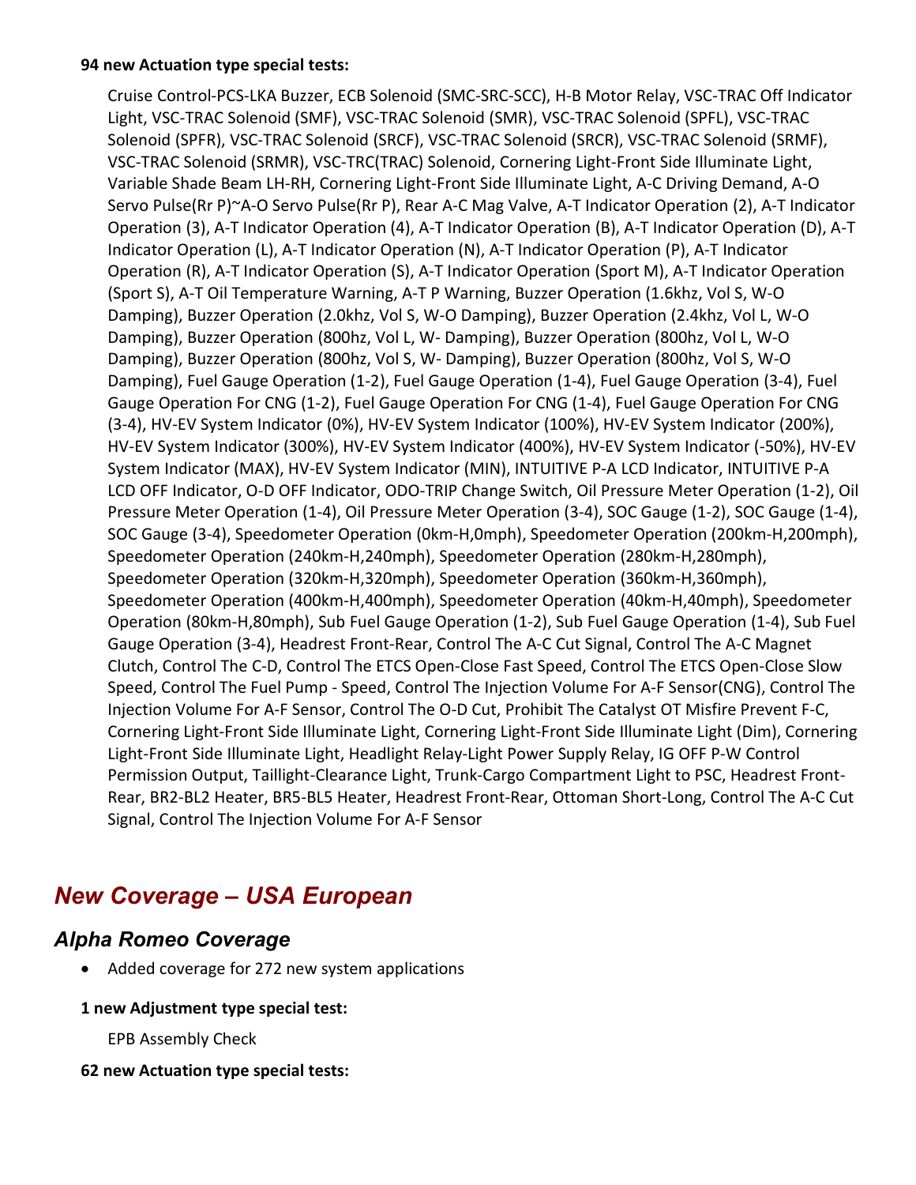**94 new Actuation type special tests:**

Cruise Control-PCS-LKA Buzzer, ECB Solenoid (SMC-SRC-SCC), H-B Motor Relay, VSC-TRAC Off Indicator Light, VSC-TRAC Solenoid (SMF), VSC-TRAC Solenoid (SMR), VSC-TRAC Solenoid (SPFL), VSC-TRAC Solenoid (SPFR), VSC-TRAC Solenoid (SRCF), VSC-TRAC Solenoid (SRCR), VSC-TRAC Solenoid (SRMF), VSC-TRAC Solenoid (SRMR), VSC-TRC(TRAC) Solenoid, Cornering Light-Front Side Illuminate Light, Variable Shade Beam LH-RH, Cornering Light-Front Side Illuminate Light, A-C Driving Demand, A-O Servo Pulse(Rr P)~A-O Servo Pulse(Rr P), Rear A-C Mag Valve, A-T Indicator Operation (2), A-T Indicator Operation (3), A-T Indicator Operation (4), A-T Indicator Operation (B), A-T Indicator Operation (D), A-T Indicator Operation (L), A-T Indicator Operation (N), A-T Indicator Operation (P), A-T Indicator Operation (R), A-T Indicator Operation (S), A-T Indicator Operation (Sport M), A-T Indicator Operation (Sport S), A-T Oil Temperature Warning, A-T P Warning, Buzzer Operation (1.6khz, Vol S, W-O Damping), Buzzer Operation (2.0khz, Vol S, W-O Damping), Buzzer Operation (2.4khz, Vol L, W-O Damping), Buzzer Operation (800hz, Vol L, W- Damping), Buzzer Operation (800hz, Vol L, W-O Damping), Buzzer Operation (800hz, Vol S, W- Damping), Buzzer Operation (800hz, Vol S, W-O Damping), Fuel Gauge Operation (1-2), Fuel Gauge Operation (1-4), Fuel Gauge Operation (3-4), Fuel Gauge Operation For CNG (1-2), Fuel Gauge Operation For CNG (1-4), Fuel Gauge Operation For CNG (3-4), HV-EV System Indicator (0%), HV-EV System Indicator (100%), HV-EV System Indicator (200%), HV-EV System Indicator (300%), HV-EV System Indicator (400%), HV-EV System Indicator (-50%), HV-EV System Indicator (MAX), HV-EV System Indicator (MIN), INTUITIVE P-A LCD Indicator, INTUITIVE P-A LCD OFF Indicator, O-D OFF Indicator, ODO-TRIP Change Switch, Oil Pressure Meter Operation (1-2), Oil Pressure Meter Operation (1-4), Oil Pressure Meter Operation (3-4), SOC Gauge (1-2), SOC Gauge (1-4), SOC Gauge (3-4), Speedometer Operation (0km-H,0mph), Speedometer Operation (200km-H,200mph), Speedometer Operation (240km-H,240mph), Speedometer Operation (280km-H,280mph), Speedometer Operation (320km-H,320mph), Speedometer Operation (360km-H,360mph), Speedometer Operation (400km-H,400mph), Speedometer Operation (40km-H,40mph), Speedometer Operation (80km-H,80mph), Sub Fuel Gauge Operation (1-2), Sub Fuel Gauge Operation (1-4), Sub Fuel Gauge Operation (3-4), Headrest Front-Rear, Control The A-C Cut Signal, Control The A-C Magnet Clutch, Control The C-D, Control The ETCS Open-Close Fast Speed, Control The ETCS Open-Close Slow Speed, Control The Fuel Pump - Speed, Control The Injection Volume For A-F Sensor(CNG), Control The Injection Volume For A-F Sensor, Control The O-D Cut, Prohibit The Catalyst OT Misfire Prevent F-C, Cornering Light-Front Side Illuminate Light, Cornering Light-Front Side Illuminate Light (Dim), Cornering Light-Front Side Illuminate Light, Headlight Relay-Light Power Supply Relay, IG OFF P-W Control Permission Output, Taillight-Clearance Light, Trunk-Cargo Compartment Light to PSC, Headrest Front-Rear, BR2-BL2 Heater, BR5-BL5 Heater, Headrest Front-Rear, Ottoman Short-Long, Control The A-C Cut Signal, Control The Injection Volume For A-F Sensor

## *New Coverage – USA European*

### *Alpha Romeo Coverage*

- Added coverage for 272 new system applications

**1 new Adjustment type special test:**

EPB Assembly Check

**62 new Actuation type special tests:**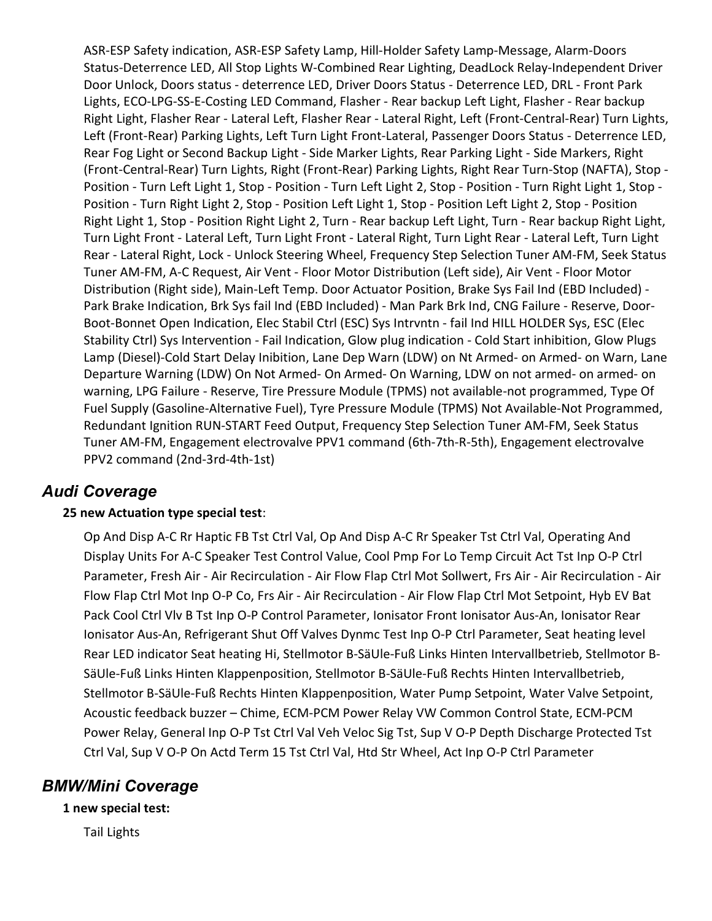ASR-ESP Safety indication, ASR-ESP Safety Lamp, Hill-Holder Safety Lamp-Message, Alarm-Doors Status-Deterrence LED, All Stop Lights W-Combined Rear Lighting, DeadLock Relay-Independent Driver Door Unlock, Doors status - deterrence LED, Driver Doors Status - Deterrence LED, DRL - Front Park Lights, ECO-LPG-SS-E-Costing LED Command, Flasher - Rear backup Left Light, Flasher - Rear backup Right Light, Flasher Rear - Lateral Left, Flasher Rear - Lateral Right, Left (Front-Central-Rear) Turn Lights, Left (Front-Rear) Parking Lights, Left Turn Light Front-Lateral, Passenger Doors Status - Deterrence LED, Rear Fog Light or Second Backup Light - Side Marker Lights, Rear Parking Light - Side Markers, Right (Front-Central-Rear) Turn Lights, Right (Front-Rear) Parking Lights, Right Rear Turn-Stop (NAFTA), Stop - Position - Turn Left Light 1, Stop - Position - Turn Left Light 2, Stop - Position - Turn Right Light 1, Stop - Position - Turn Right Light 2, Stop - Position Left Light 1, Stop - Position Left Light 2, Stop - Position Right Light 1, Stop - Position Right Light 2, Turn - Rear backup Left Light, Turn - Rear backup Right Light, Turn Light Front - Lateral Left, Turn Light Front - Lateral Right, Turn Light Rear - Lateral Left, Turn Light Rear - Lateral Right, Lock - Unlock Steering Wheel, Frequency Step Selection Tuner AM-FM, Seek Status Tuner AM-FM, A-C Request, Air Vent - Floor Motor Distribution (Left side), Air Vent - Floor Motor Distribution (Right side), Main-Left Temp. Door Actuator Position, Brake Sys Fail Ind (EBD Included) - Park Brake Indication, Brk Sys fail Ind (EBD Included) - Man Park Brk Ind, CNG Failure - Reserve, Door-Boot-Bonnet Open Indication, Elec Stabil Ctrl (ESC) Sys Intrvntn - fail Ind HILL HOLDER Sys, ESC (Elec Stability Ctrl) Sys Intervention - Fail Indication, Glow plug indication - Cold Start inhibition, Glow Plugs Lamp (Diesel)-Cold Start Delay Inibition, Lane Dep Warn (LDW) on Nt Armed- on Armed- on Warn, Lane Departure Warning (LDW) On Not Armed- On Armed- On Warning, LDW on not armed- on armed- on warning, LPG Failure - Reserve, Tire Pressure Module (TPMS) not available-not programmed, Type Of Fuel Supply (Gasoline-Alternative Fuel), Tyre Pressure Module (TPMS) Not Available-Not Programmed, Redundant Ignition RUN-START Feed Output, Frequency Step Selection Tuner AM-FM, Seek Status Tuner AM-FM, Engagement electrovalve PPV1 command (6th-7th-R-5th), Engagement electrovalve PPV2 command (2nd-3rd-4th-1st)

## *Audi Coverage*

**25 new Actuation type special test**:

Op And Disp A-C Rr Haptic FB Tst Ctrl Val, Op And Disp A-C Rr Speaker Tst Ctrl Val, Operating And Display Units For A-C Speaker Test Control Value, Cool Pmp For Lo Temp Circuit Act Tst Inp O-P Ctrl Parameter, Fresh Air - Air Recirculation - Air Flow Flap Ctrl Mot Sollwert, Frs Air - Air Recirculation - Air Flow Flap Ctrl Mot Inp O-P Co, Frs Air - Air Recirculation - Air Flow Flap Ctrl Mot Setpoint, Hyb EV Bat Pack Cool Ctrl Vlv B Tst Inp O-P Control Parameter, Ionisator Front Ionisator Aus-An, Ionisator Rear Ionisator Aus-An, Refrigerant Shut Off Valves Dynmc Test Inp O-P Ctrl Parameter, Seat heating level Rear LED indicator Seat heating Hi, Stellmotor B-SäUle-Fuß Links Hinten Intervallbetrieb, Stellmotor B-SäUle-Fuß Links Hinten Klappenposition, Stellmotor B-SäUle-Fuß Rechts Hinten Intervallbetrieb, Stellmotor B-SäUle-Fuß Rechts Hinten Klappenposition, Water Pump Setpoint, Water Valve Setpoint, Acoustic feedback buzzer – Chime, ECM-PCM Power Relay VW Common Control State, ECM-PCM Power Relay, General Inp O-P Tst Ctrl Val Veh Veloc Sig Tst, Sup V O-P Depth Discharge Protected Tst Ctrl Val, Sup V O-P On Actd Term 15 Tst Ctrl Val, Htd Str Wheel, Act Inp O-P Ctrl Parameter

## *BMW/Mini Coverage*

**1 new special test:**

Tail Lights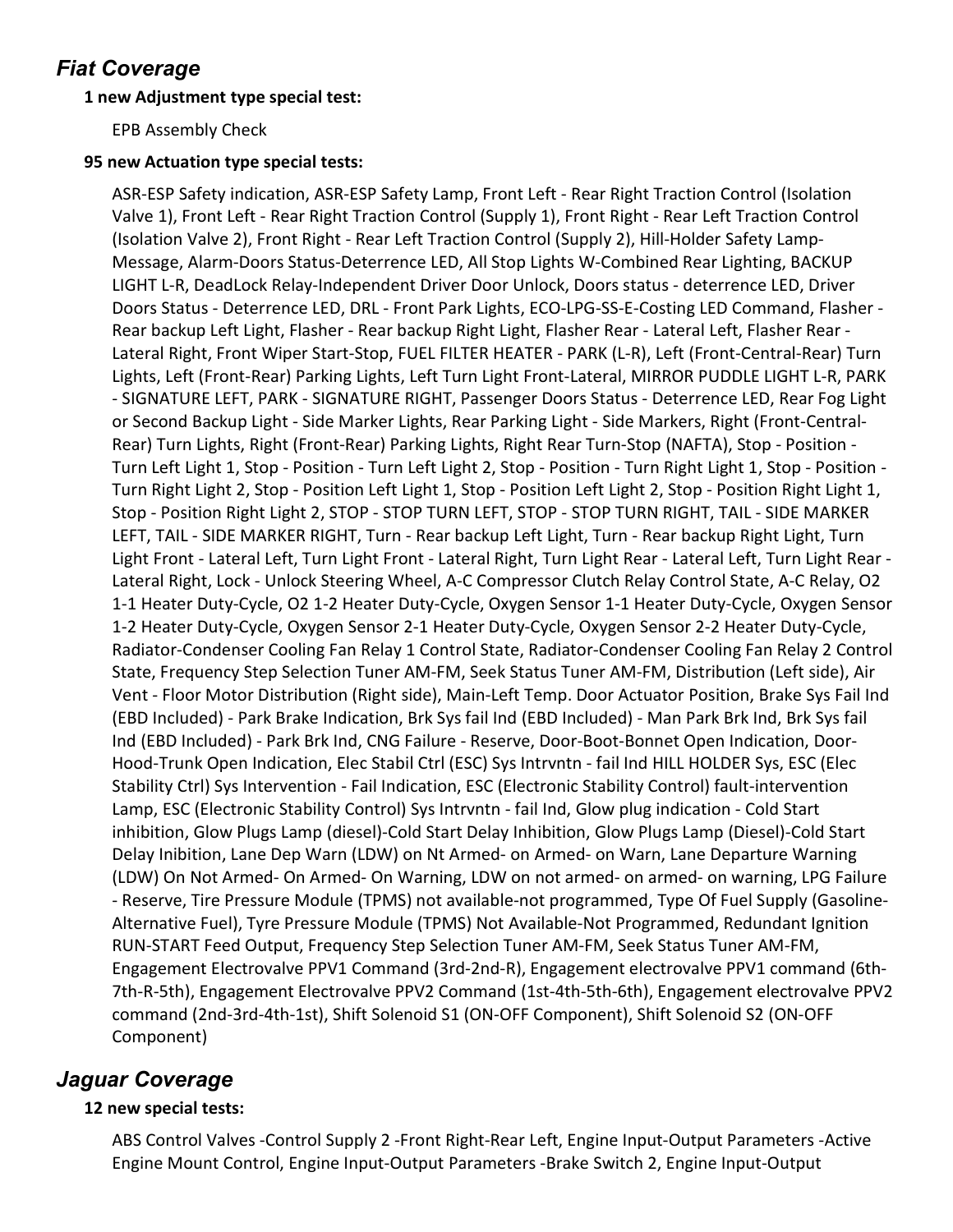## *Fiat Coverage*

**1 new Adjustment type special test:**

EPB Assembly Check

**95 new Actuation type special tests:**

ASR-ESP Safety indication, ASR-ESP Safety Lamp, Front Left - Rear Right Traction Control (Isolation Valve 1), Front Left - Rear Right Traction Control (Supply 1), Front Right - Rear Left Traction Control (Isolation Valve 2), Front Right - Rear Left Traction Control (Supply 2), Hill-Holder Safety Lamp-Message, Alarm-Doors Status-Deterrence LED, All Stop Lights W-Combined Rear Lighting, BACKUP LIGHT L-R, DeadLock Relay-Independent Driver Door Unlock, Doors status - deterrence LED, Driver Doors Status - Deterrence LED, DRL - Front Park Lights, ECO-LPG-SS-E-Costing LED Command, Flasher - Rear backup Left Light, Flasher - Rear backup Right Light, Flasher Rear - Lateral Left, Flasher Rear - Lateral Right, Front Wiper Start-Stop, FUEL FILTER HEATER - PARK (L-R), Left (Front-Central-Rear) Turn Lights, Left (Front-Rear) Parking Lights, Left Turn Light Front-Lateral, MIRROR PUDDLE LIGHT L-R, PARK - SIGNATURE LEFT, PARK - SIGNATURE RIGHT, Passenger Doors Status - Deterrence LED, Rear Fog Light or Second Backup Light - Side Marker Lights, Rear Parking Light - Side Markers, Right (Front-Central-Rear) Turn Lights, Right (Front-Rear) Parking Lights, Right Rear Turn-Stop (NAFTA), Stop - Position - Turn Left Light 1, Stop - Position - Turn Left Light 2, Stop - Position - Turn Right Light 1, Stop - Position - Turn Right Light 2, Stop - Position Left Light 1, Stop - Position Left Light 2, Stop - Position Right Light 1, Stop - Position Right Light 2, STOP - STOP TURN LEFT, STOP - STOP TURN RIGHT, TAIL - SIDE MARKER LEFT, TAIL - SIDE MARKER RIGHT, Turn - Rear backup Left Light, Turn - Rear backup Right Light, Turn Light Front - Lateral Left, Turn Light Front - Lateral Right, Turn Light Rear - Lateral Left, Turn Light Rear - Lateral Right, Lock - Unlock Steering Wheel, A-C Compressor Clutch Relay Control State, A-C Relay, O2 1-1 Heater Duty-Cycle, O2 1-2 Heater Duty-Cycle, Oxygen Sensor 1-1 Heater Duty-Cycle, Oxygen Sensor 1-2 Heater Duty-Cycle, Oxygen Sensor 2-1 Heater Duty-Cycle, Oxygen Sensor 2-2 Heater Duty-Cycle, Radiator-Condenser Cooling Fan Relay 1 Control State, Radiator-Condenser Cooling Fan Relay 2 Control State, Frequency Step Selection Tuner AM-FM, Seek Status Tuner AM-FM, Distribution (Left side), Air Vent - Floor Motor Distribution (Right side), Main-Left Temp. Door Actuator Position, Brake Sys Fail Ind (EBD Included) - Park Brake Indication, Brk Sys fail Ind (EBD Included) - Man Park Brk Ind, Brk Sys fail Ind (EBD Included) - Park Brk Ind, CNG Failure - Reserve, Door-Boot-Bonnet Open Indication, Door-Hood-Trunk Open Indication, Elec Stabil Ctrl (ESC) Sys Intrvntn - fail Ind HILL HOLDER Sys, ESC (Elec Stability Ctrl) Sys Intervention - Fail Indication, ESC (Electronic Stability Control) fault-intervention Lamp, ESC (Electronic Stability Control) Sys Intrvntn - fail Ind, Glow plug indication - Cold Start inhibition, Glow Plugs Lamp (diesel)-Cold Start Delay Inhibition, Glow Plugs Lamp (Diesel)-Cold Start Delay Inibition, Lane Dep Warn (LDW) on Nt Armed- on Armed- on Warn, Lane Departure Warning (LDW) On Not Armed- On Armed- On Warning, LDW on not armed- on armed- on warning, LPG Failure - Reserve, Tire Pressure Module (TPMS) not available-not programmed, Type Of Fuel Supply (Gasoline-Alternative Fuel), Tyre Pressure Module (TPMS) Not Available-Not Programmed, Redundant Ignition RUN-START Feed Output, Frequency Step Selection Tuner AM-FM, Seek Status Tuner AM-FM, Engagement Electrovalve PPV1 Command (3rd-2nd-R), Engagement electrovalve PPV1 command (6th-7th-R-5th), Engagement Electrovalve PPV2 Command (1st-4th-5th-6th), Engagement electrovalve PPV2 command (2nd-3rd-4th-1st), Shift Solenoid S1 (ON-OFF Component), Shift Solenoid S2 (ON-OFF Component)

## *Jaguar Coverage*

**12 new special tests:**

ABS Control Valves -Control Supply 2 -Front Right-Rear Left, Engine Input-Output Parameters -Active Engine Mount Control, Engine Input-Output Parameters -Brake Switch 2, Engine Input-Output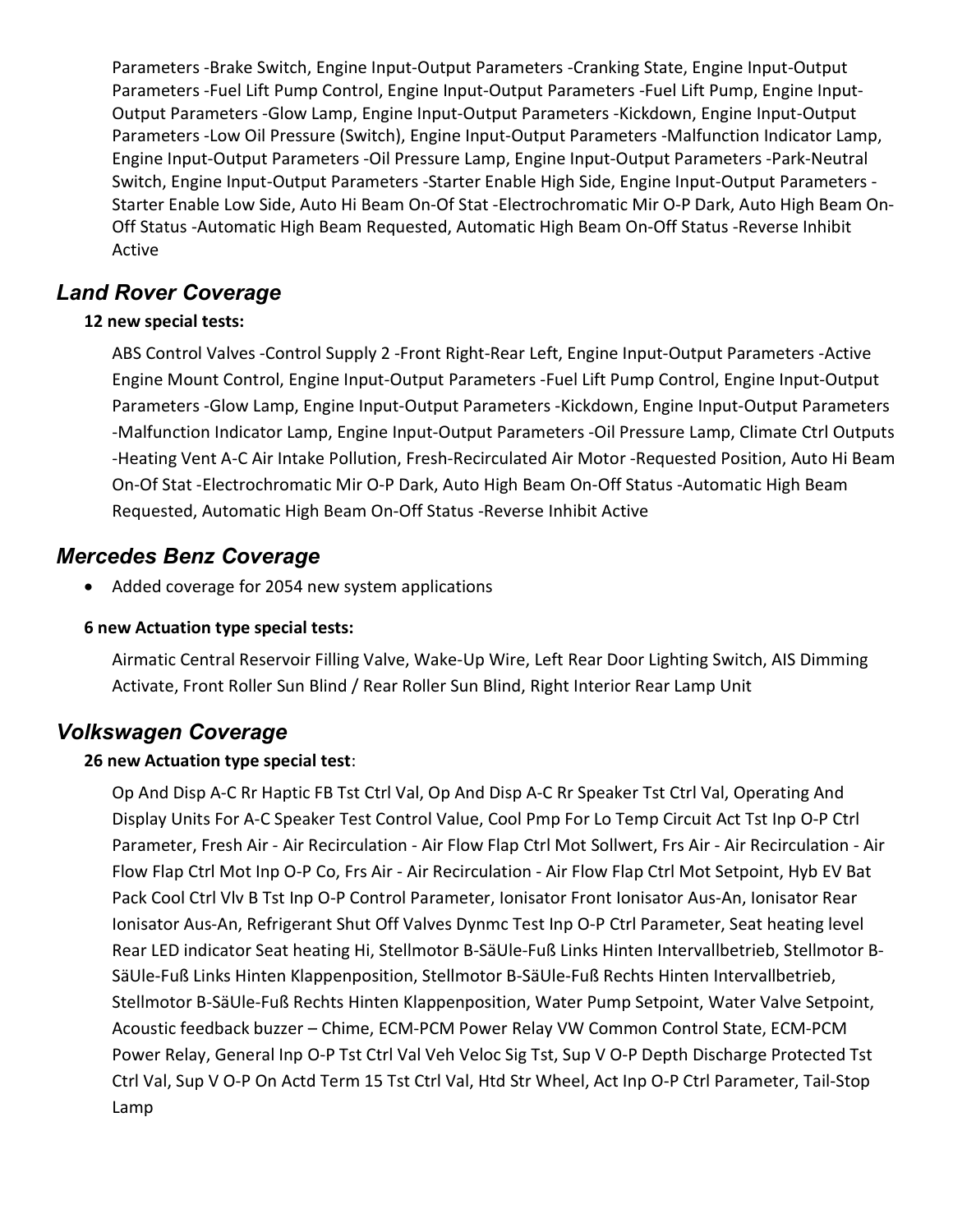Parameters -Brake Switch, Engine Input-Output Parameters -Cranking State, Engine Input-Output Parameters -Fuel Lift Pump Control, Engine Input-Output Parameters -Fuel Lift Pump, Engine Input-Output Parameters -Glow Lamp, Engine Input-Output Parameters -Kickdown, Engine Input-Output Parameters -Low Oil Pressure (Switch), Engine Input-Output Parameters -Malfunction Indicator Lamp, Engine Input-Output Parameters -Oil Pressure Lamp, Engine Input-Output Parameters -Park-Neutral Switch, Engine Input-Output Parameters -Starter Enable High Side, Engine Input-Output Parameters -Starter Enable Low Side, Auto Hi Beam On-Of Stat -Electrochromatic Mir O-P Dark, Auto High Beam On-Off Status -Automatic High Beam Requested, Automatic High Beam On-Off Status -Reverse Inhibit Active

## *Land Rover Coverage*

**12 new special tests:**

ABS Control Valves -Control Supply 2 -Front Right-Rear Left, Engine Input-Output Parameters -Active Engine Mount Control, Engine Input-Output Parameters -Fuel Lift Pump Control, Engine Input-Output Parameters -Glow Lamp, Engine Input-Output Parameters -Kickdown, Engine Input-Output Parameters -Malfunction Indicator Lamp, Engine Input-Output Parameters -Oil Pressure Lamp, Climate Ctrl Outputs -Heating Vent A-C Air Intake Pollution, Fresh-Recirculated Air Motor -Requested Position, Auto Hi Beam On-Of Stat -Electrochromatic Mir O-P Dark, Auto High Beam On-Off Status -Automatic High Beam Requested, Automatic High Beam On-Off Status -Reverse Inhibit Active

## *Mercedes Benz Coverage*

- Added coverage for 2054 new system applications

**6 new Actuation type special tests:**

Airmatic Central Reservoir Filling Valve, Wake-Up Wire, Left Rear Door Lighting Switch, AIS Dimming Activate, Front Roller Sun Blind / Rear Roller Sun Blind, Right Interior Rear Lamp Unit

## *Volkswagen Coverage*

**26 new Actuation type special test**:

Op And Disp A-C Rr Haptic FB Tst Ctrl Val, Op And Disp A-C Rr Speaker Tst Ctrl Val, Operating And Display Units For A-C Speaker Test Control Value, Cool Pmp For Lo Temp Circuit Act Tst Inp O-P Ctrl Parameter, Fresh Air - Air Recirculation - Air Flow Flap Ctrl Mot Sollwert, Frs Air - Air Recirculation - Air Flow Flap Ctrl Mot Inp O-P Co, Frs Air - Air Recirculation - Air Flow Flap Ctrl Mot Setpoint, Hyb EV Bat Pack Cool Ctrl Vlv B Tst Inp O-P Control Parameter, Ionisator Front Ionisator Aus-An, Ionisator Rear Ionisator Aus-An, Refrigerant Shut Off Valves Dynmc Test Inp O-P Ctrl Parameter, Seat heating level Rear LED indicator Seat heating Hi, Stellmotor B-SäUle-Fuß Links Hinten Intervallbetrieb, Stellmotor B-SäUle-Fuß Links Hinten Klappenposition, Stellmotor B-SäUle-Fuß Rechts Hinten Intervallbetrieb, Stellmotor B-SäUle-Fuß Rechts Hinten Klappenposition, Water Pump Setpoint, Water Valve Setpoint, Acoustic feedback buzzer – Chime, ECM-PCM Power Relay VW Common Control State, ECM-PCM Power Relay, General Inp O-P Tst Ctrl Val Veh Veloc Sig Tst, Sup V O-P Depth Discharge Protected Tst Ctrl Val, Sup V O-P On Actd Term 15 Tst Ctrl Val, Htd Str Wheel, Act Inp O-P Ctrl Parameter, Tail-Stop Lamp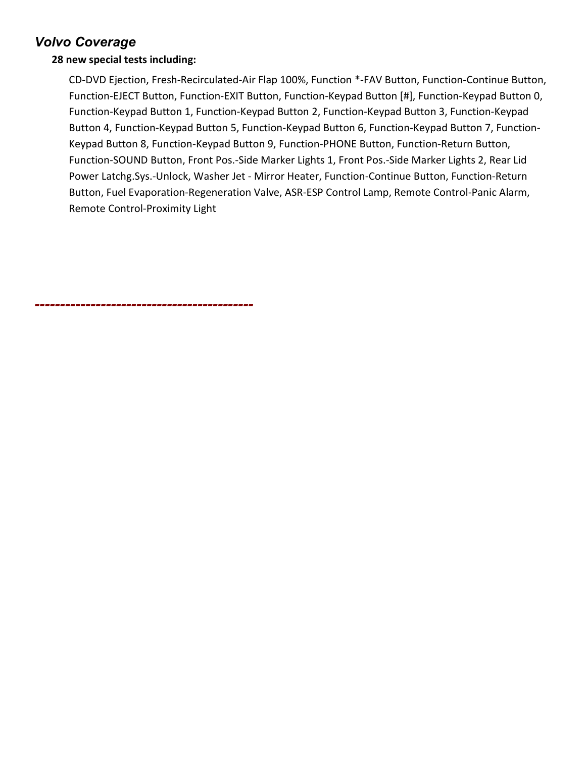## *Volvo Coverage*

**28 new special tests including:**

CD-DVD Ejection, Fresh-Recirculated-Air Flap 100%, Function *-FAV Button, Function-Continue Button, Function-EJECT Button, Function-EXIT Button, Function-Keypad Button [#], Function-Keypad Button 0, Function-Keypad Button 1, Function-Keypad Button 2, Function-Keypad Button 3, Function-Keypad Button 4, Function-Keypad Button 5, Function-Keypad Button 6, Function-Keypad Button 7, Function-Keypad Button 8, Function-Keypad Button 9, Function-PHONE Button, Function-Return Button, Function-SOUND Button, Front Pos.-Side Marker Lights 1, Front Pos.-Side Marker Lights 2, Rear Lid Power Latchg.Sys.-Unlock, Washer Jet - Mirror Heater, Function-Continue Button, Function-Return Button, Fuel Evaporation-Regeneration Valve, ASR-ESP Control Lamp, Remote Control-Panic Alarm, Remote Control-Proximity Light

-----------------------------------------